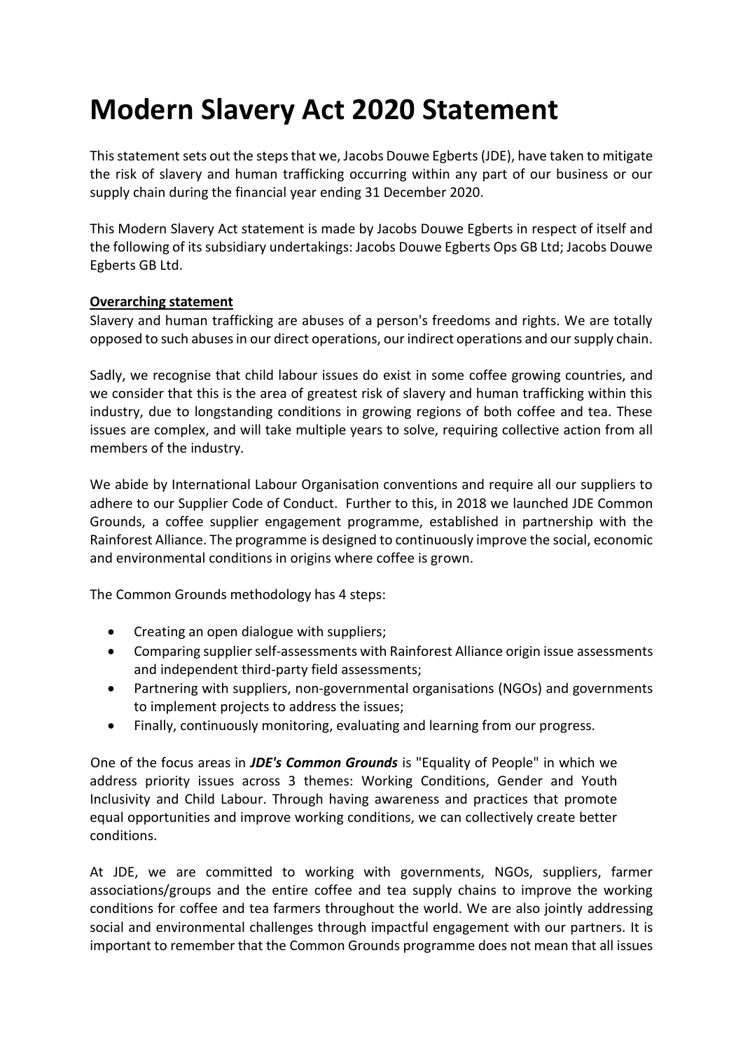# Modern Slavery Act 2020 Statement

This statement sets out the steps that we, Jacobs Douwe Egberts (JDE), have taken to mitigate the risk of slavery and human trafficking occurring within any part of our business or our supply chain during the financial year ending 31 December 2020.

This Modern Slavery Act statement is made by Jacobs Douwe Egberts in respect of itself and the following of its subsidiary undertakings: Jacobs Douwe Egberts Ops GB Ltd; Jacobs Douwe Egberts GB Ltd.

**Overarching statement**

Slavery and human trafficking are abuses of a person's freedoms and rights. We are totally opposed to such abuses in our direct operations, our indirect operations and our supply chain.

Sadly, we recognise that child labour issues do exist in some coffee growing countries, and we consider that this is the area of greatest risk of slavery and human trafficking within this industry, due to longstanding conditions in growing regions of both coffee and tea. These issues are complex, and will take multiple years to solve, requiring collective action from all members of the industry.

We abide by International Labour Organisation conventions and require all our suppliers to adhere to our Supplier Code of Conduct. Further to this, in 2018 we launched JDE Common Grounds, a coffee supplier engagement programme, established in partnership with the Rainforest Alliance. The programme is designed to continuously improve the social, economic and environmental conditions in origins where coffee is grown.

The Common Grounds methodology has 4 steps:

- Creating an open dialogue with suppliers;
- Comparing supplier self-assessments with Rainforest Alliance origin issue assessments and independent third-party field assessments;
- Partnering with suppliers, non-governmental organisations (NGOs) and governments to implement projects to address the issues;
- Finally, continuously monitoring, evaluating and learning from our progress.

One of the focus areas in ***JDE's Common Grounds*** is "Equality of People" in which we address priority issues across 3 themes: Working Conditions, Gender and Youth Inclusivity and Child Labour. Through having awareness and practices that promote equal opportunities and improve working conditions, we can collectively create better conditions.

At JDE, we are committed to working with governments, NGOs, suppliers, farmer associations/groups and the entire coffee and tea supply chains to improve the working conditions for coffee and tea farmers throughout the world. We are also jointly addressing social and environmental challenges through impactful engagement with our partners. It is important to remember that the Common Grounds programme does not mean that all issues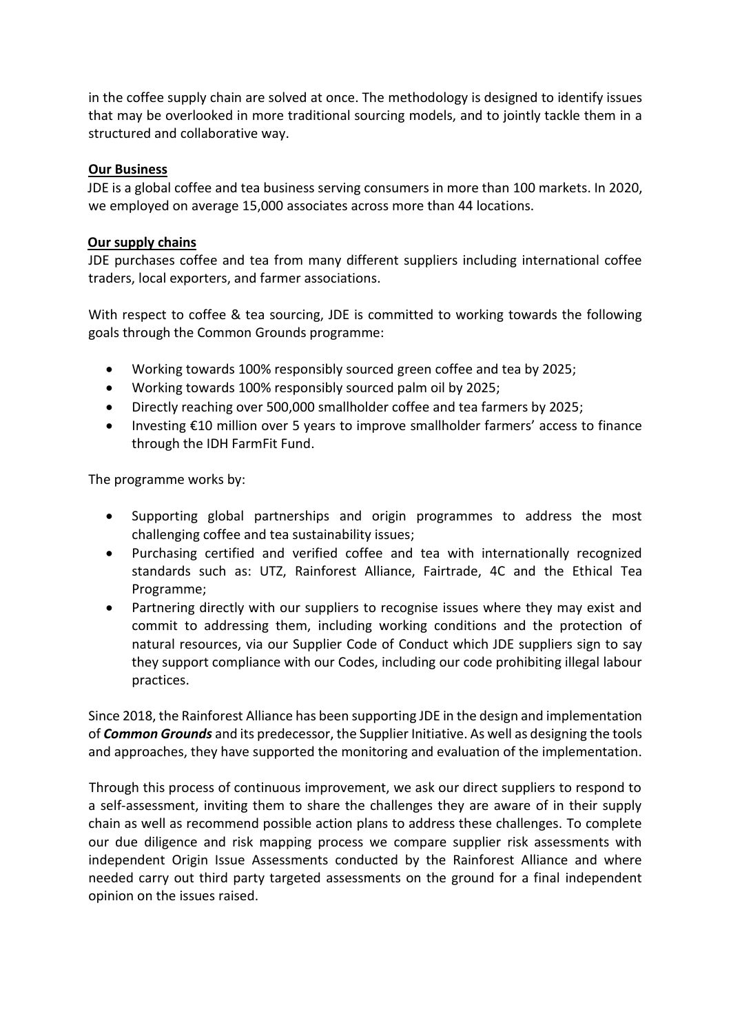in the coffee supply chain are solved at once. The methodology is designed to identify issues that may be overlooked in more traditional sourcing models, and to jointly tackle them in a structured and collaborative way.

## Our Business

JDE is a global coffee and tea business serving consumers in more than 100 markets. In 2020, we employed on average 15,000 associates across more than 44 locations.

## Our supply chains

JDE purchases coffee and tea from many different suppliers including international coffee traders, local exporters, and farmer associations.

With respect to coffee & tea sourcing, JDE is committed to working towards the following goals through the Common Grounds programme:

- Working towards 100% responsibly sourced green coffee and tea by 2025;
- Working towards 100% responsibly sourced palm oil by 2025;
- Directly reaching over 500,000 smallholder coffee and tea farmers by 2025;
- Investing €10 million over 5 years to improve smallholder farmers' access to finance through the IDH FarmFit Fund.

The programme works by:

- Supporting global partnerships and origin programmes to address the most challenging coffee and tea sustainability issues;
- Purchasing certified and verified coffee and tea with internationally recognized standards such as: UTZ, Rainforest Alliance, Fairtrade, 4C and the Ethical Tea Programme;
- Partnering directly with our suppliers to recognise issues where they may exist and commit to addressing them, including working conditions and the protection of natural resources, via our Supplier Code of Conduct which JDE suppliers sign to say they support compliance with our Codes, including our code prohibiting illegal labour practices.

Since 2018, the Rainforest Alliance has been supporting JDE in the design and implementation of ***Common Grounds*** and its predecessor, the Supplier Initiative. As well as designing the tools and approaches, they have supported the monitoring and evaluation of the implementation.

Through this process of continuous improvement, we ask our direct suppliers to respond to a self-assessment, inviting them to share the challenges they are aware of in their supply chain as well as recommend possible action plans to address these challenges. To complete our due diligence and risk mapping process we compare supplier risk assessments with independent Origin Issue Assessments conducted by the Rainforest Alliance and where needed carry out third party targeted assessments on the ground for a final independent opinion on the issues raised.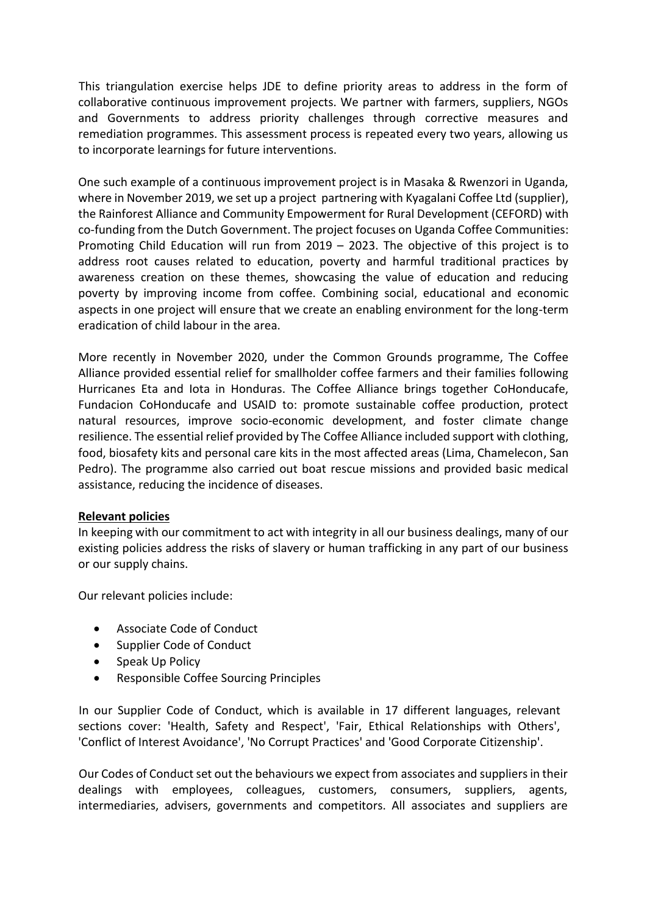This triangulation exercise helps JDE to define priority areas to address in the form of collaborative continuous improvement projects. We partner with farmers, suppliers, NGOs and Governments to address priority challenges through corrective measures and remediation programmes. This assessment process is repeated every two years, allowing us to incorporate learnings for future interventions.

One such example of a continuous improvement project is in Masaka & Rwenzori in Uganda, where in November 2019, we set up a project partnering with Kyagalani Coffee Ltd (supplier), the Rainforest Alliance and Community Empowerment for Rural Development (CEFORD) with co-funding from the Dutch Government. The project focuses on Uganda Coffee Communities: Promoting Child Education will run from 2019 – 2023. The objective of this project is to address root causes related to education, poverty and harmful traditional practices by awareness creation on these themes, showcasing the value of education and reducing poverty by improving income from coffee. Combining social, educational and economic aspects in one project will ensure that we create an enabling environment for the long-term eradication of child labour in the area.

More recently in November 2020, under the Common Grounds programme, The Coffee Alliance provided essential relief for smallholder coffee farmers and their families following Hurricanes Eta and Iota in Honduras. The Coffee Alliance brings together CoHonducafe, Fundacion CoHonducafe and USAID to: promote sustainable coffee production, protect natural resources, improve socio-economic development, and foster climate change resilience. The essential relief provided by The Coffee Alliance included support with clothing, food, biosafety kits and personal care kits in the most affected areas (Lima, Chamelecon, San Pedro). The programme also carried out boat rescue missions and provided basic medical assistance, reducing the incidence of diseases.

**Relevant policies**

In keeping with our commitment to act with integrity in all our business dealings, many of our existing policies address the risks of slavery or human trafficking in any part of our business or our supply chains.

Our relevant policies include:

- Associate Code of Conduct
- Supplier Code of Conduct
- Speak Up Policy
- Responsible Coffee Sourcing Principles

In our Supplier Code of Conduct, which is available in 17 different languages, relevant sections cover: 'Health, Safety and Respect', 'Fair, Ethical Relationships with Others', 'Conflict of Interest Avoidance', 'No Corrupt Practices' and 'Good Corporate Citizenship'.

Our Codes of Conduct set out the behaviours we expect from associates and suppliers in their dealings with employees, colleagues, customers, consumers, suppliers, agents, intermediaries, advisers, governments and competitors. All associates and suppliers are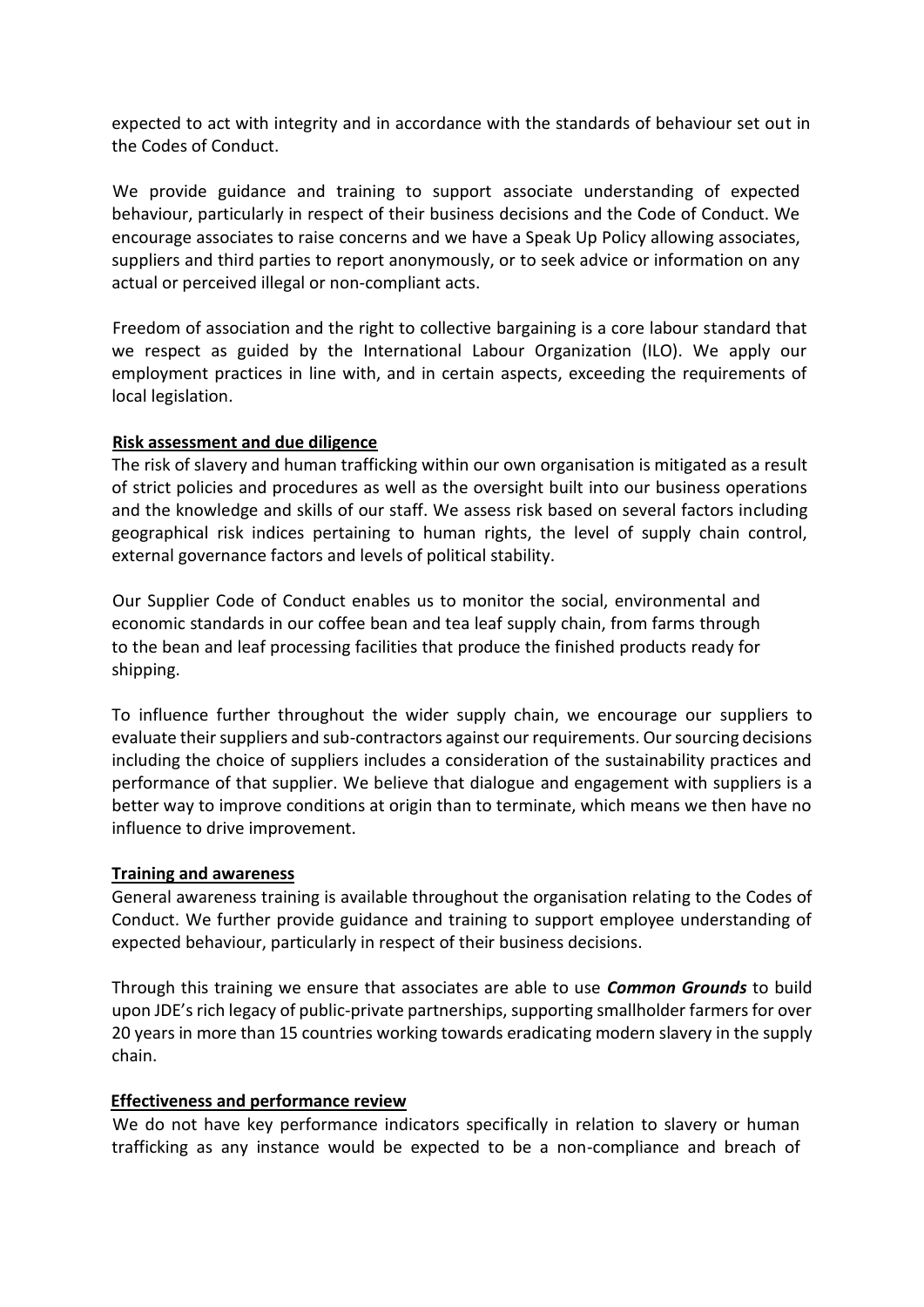expected to act with integrity and in accordance with the standards of behaviour set out in the Codes of Conduct.

We provide guidance and training to support associate understanding of expected behaviour, particularly in respect of their business decisions and the Code of Conduct. We encourage associates to raise concerns and we have a Speak Up Policy allowing associates, suppliers and third parties to report anonymously, or to seek advice or information on any actual or perceived illegal or non-compliant acts.

Freedom of association and the right to collective bargaining is a core labour standard that we respect as guided by the International Labour Organization (ILO). We apply our employment practices in line with, and in certain aspects, exceeding the requirements of local legislation.

**Risk assessment and due diligence**

The risk of slavery and human trafficking within our own organisation is mitigated as a result of strict policies and procedures as well as the oversight built into our business operations and the knowledge and skills of our staff. We assess risk based on several factors including geographical risk indices pertaining to human rights, the level of supply chain control, external governance factors and levels of political stability.

Our Supplier Code of Conduct enables us to monitor the social, environmental and economic standards in our coffee bean and tea leaf supply chain, from farms through to the bean and leaf processing facilities that produce the finished products ready for shipping.

To influence further throughout the wider supply chain, we encourage our suppliers to evaluate their suppliers and sub-contractors against our requirements. Our sourcing decisions including the choice of suppliers includes a consideration of the sustainability practices and performance of that supplier. We believe that dialogue and engagement with suppliers is a better way to improve conditions at origin than to terminate, which means we then have no influence to drive improvement.

**Training and awareness**

General awareness training is available throughout the organisation relating to the Codes of Conduct. We further provide guidance and training to support employee understanding of expected behaviour, particularly in respect of their business decisions.

Through this training we ensure that associates are able to use ***Common Grounds*** to build upon JDE's rich legacy of public-private partnerships, supporting smallholder farmers for over 20 years in more than 15 countries working towards eradicating modern slavery in the supply chain.

**Effectiveness and performance review**

We do not have key performance indicators specifically in relation to slavery or human trafficking as any instance would be expected to be a non-compliance and breach of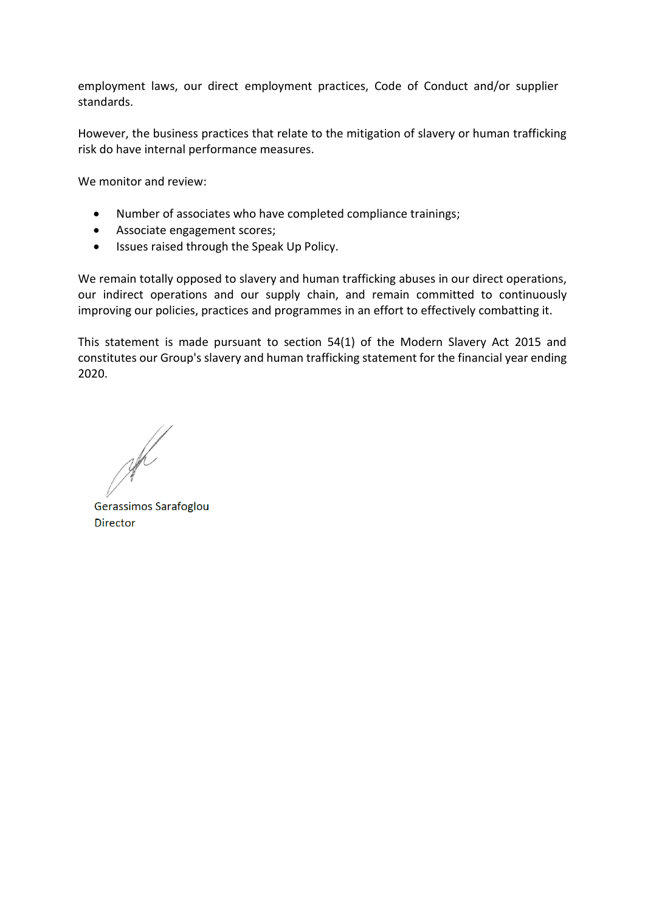employment laws, our direct employment practices, Code of Conduct and/or supplier standards.

However, the business practices that relate to the mitigation of slavery or human trafficking risk do have internal performance measures.

We monitor and review:

- Number of associates who have completed compliance trainings;
- Associate engagement scores;
- Issues raised through the Speak Up Policy.

We remain totally opposed to slavery and human trafficking abuses in our direct operations, our indirect operations and our supply chain, and remain committed to continuously improving our policies, practices and programmes in an effort to effectively combatting it.

This statement is made pursuant to section 54(1) of the Modern Slavery Act 2015 and constitutes our Group's slavery and human trafficking statement for the financial year ending 2020.

Gerassimos Sarafoglou
Director